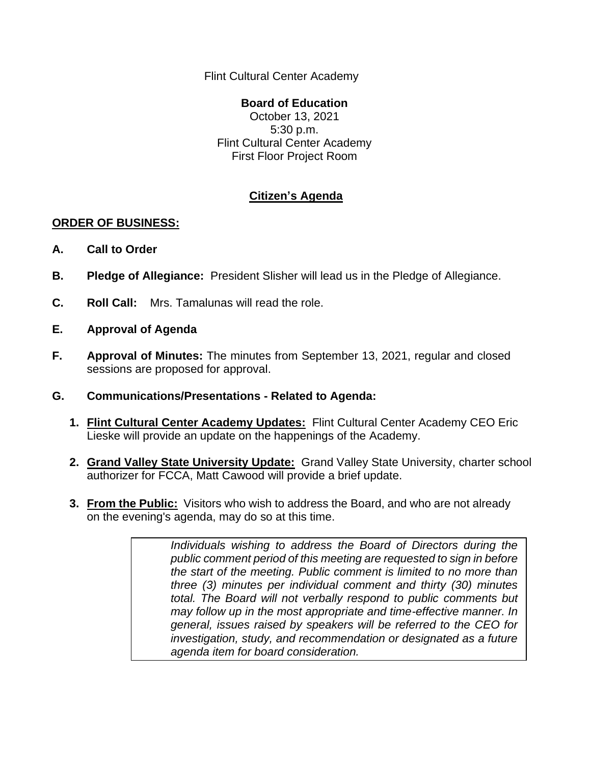Flint Cultural Center Academy

**Board of Education**
October 13, 2021
5:30 p.m.
Flint Cultural Center Academy
First Floor Project Room

## Citizen's Agenda

**ORDER OF BUSINESS:**

**A. Call to Order**

**B. Pledge of Allegiance:** President Slisher will lead us in the Pledge of Allegiance.

**C. Roll Call:** Mrs. Tamalunas will read the role.

**E. Approval of Agenda**

**F. Approval of Minutes:** The minutes from September 13, 2021, regular and closed sessions are proposed for approval.

**G. Communications/Presentations - Related to Agenda:**

1. **Flint Cultural Center Academy Updates:** Flint Cultural Center Academy CEO Eric Lieske will provide an update on the happenings of the Academy.

2. **Grand Valley State University Update:** Grand Valley State University, charter school authorizer for FCCA, Matt Cawood will provide a brief update.

3. **From the Public:** Visitors who wish to address the Board, and who are not already on the evening's agenda, may do so at this time.

*Individuals wishing to address the Board of Directors during the public comment period of this meeting are requested to sign in before the start of the meeting. Public comment is limited to no more than three (3) minutes per individual comment and thirty (30) minutes total. The Board will not verbally respond to public comments but may follow up in the most appropriate and time-effective manner. In general, issues raised by speakers will be referred to the CEO for investigation, study, and recommendation or designated as a future agenda item for board consideration.*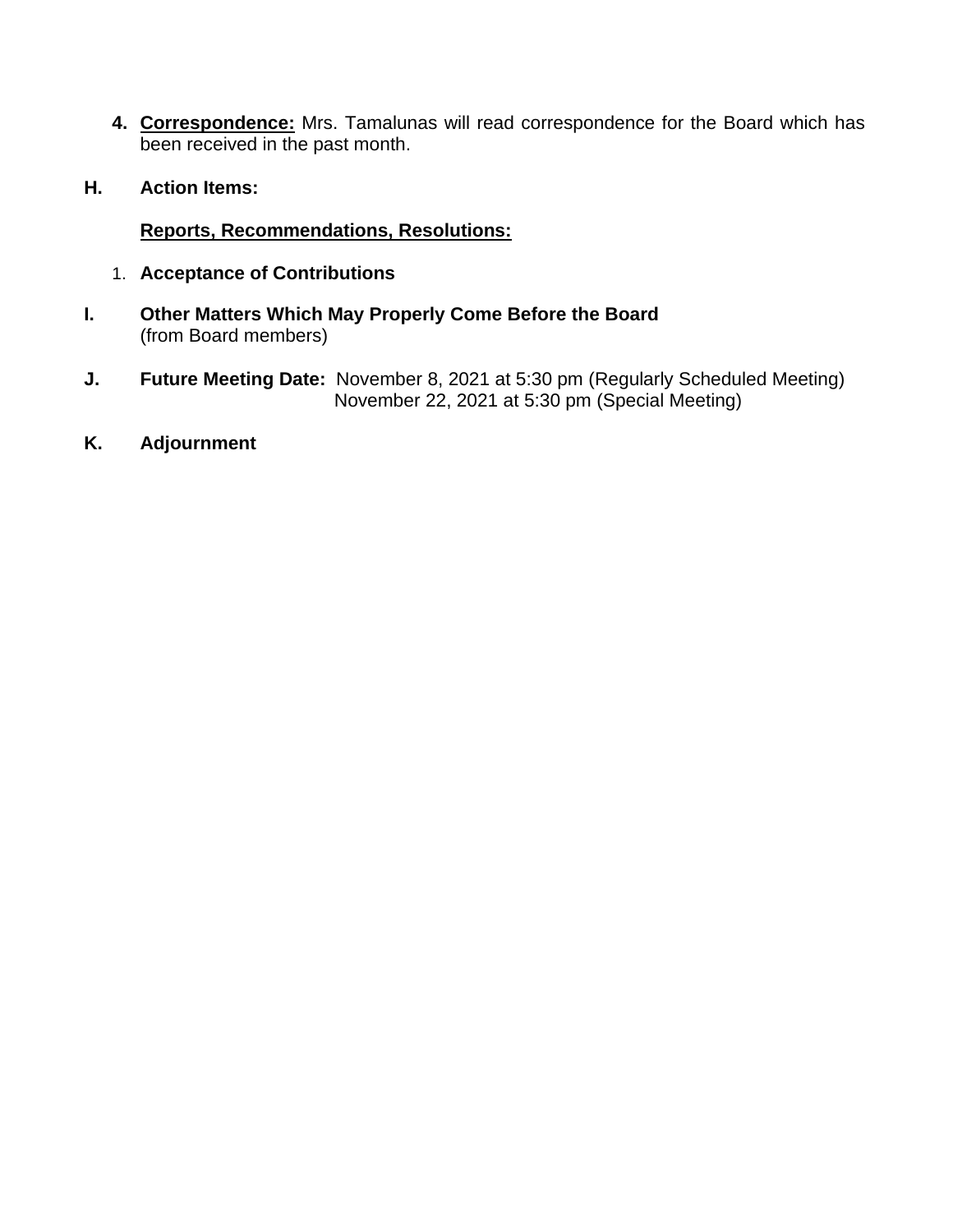4. **Correspondence:** Mrs. Tamalunas will read correspondence for the Board which has been received in the past month.

**H. Action Items:**

**Reports, Recommendations, Resolutions:**

1. **Acceptance of Contributions**

**I. Other Matters Which May Properly Come Before the Board**
(from Board members)

**J. Future Meeting Date:** November 8, 2021 at 5:30 pm (Regularly Scheduled Meeting)
November 22, 2021 at 5:30 pm (Special Meeting)

**K. Adjournment**